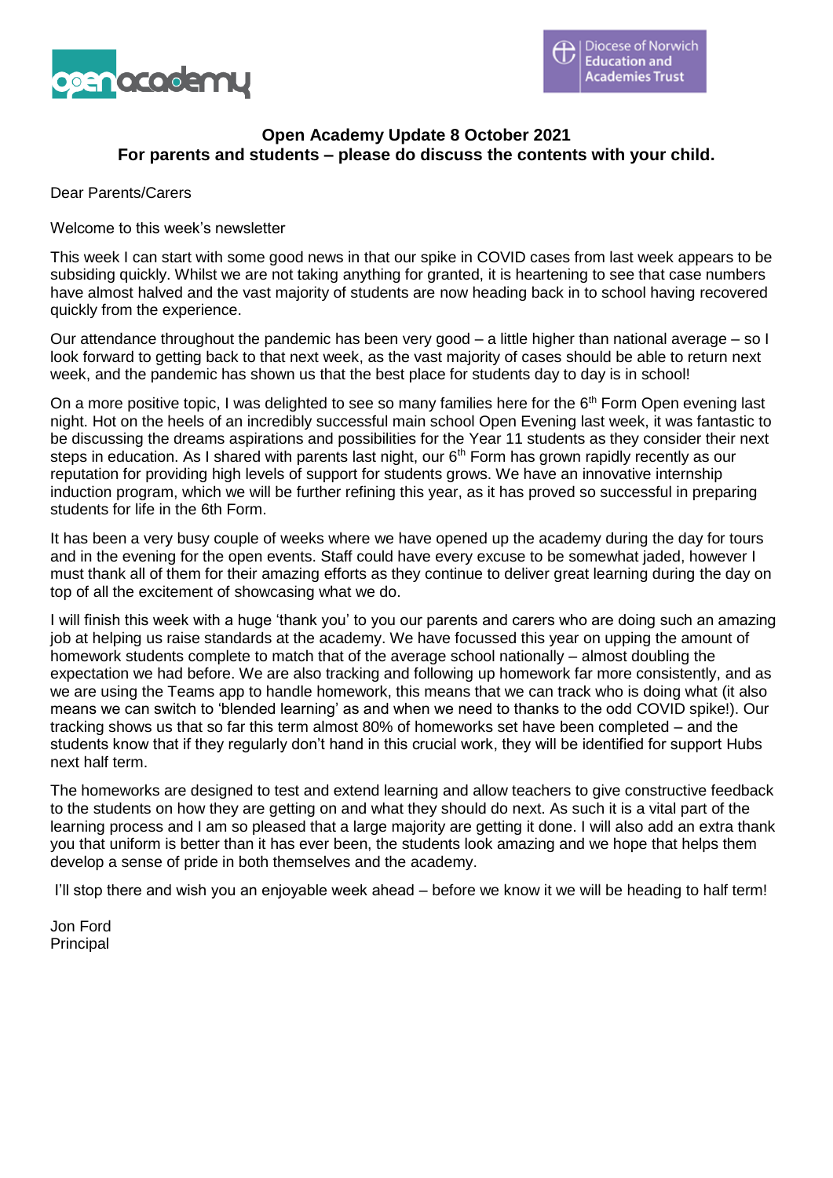**Open Academy Update 8 October 2021**
**For parents and students – please do discuss the contents with your child.**

Dear Parents/Carers

Welcome to this week's newsletter

This week I can start with some good news in that our spike in COVID cases from last week appears to be subsiding quickly. Whilst we are not taking anything for granted, it is heartening to see that case numbers have almost halved and the vast majority of students are now heading back in to school having recovered quickly from the experience.

Our attendance throughout the pandemic has been very good – a little higher than national average – so I look forward to getting back to that next week, as the vast majority of cases should be able to return next week, and the pandemic has shown us that the best place for students day to day is in school!

On a more positive topic, I was delighted to see so many families here for the 6th Form Open evening last night. Hot on the heels of an incredibly successful main school Open Evening last week, it was fantastic to be discussing the dreams aspirations and possibilities for the Year 11 students as they consider their next steps in education. As I shared with parents last night, our 6th Form has grown rapidly recently as our reputation for providing high levels of support for students grows. We have an innovative internship induction program, which we will be further refining this year, as it has proved so successful in preparing students for life in the 6th Form.

It has been a very busy couple of weeks where we have opened up the academy during the day for tours and in the evening for the open events. Staff could have every excuse to be somewhat jaded, however I must thank all of them for their amazing efforts as they continue to deliver great learning during the day on top of all the excitement of showcasing what we do.

I will finish this week with a huge 'thank you' to you our parents and carers who are doing such an amazing job at helping us raise standards at the academy. We have focussed this year on upping the amount of homework students complete to match that of the average school nationally – almost doubling the expectation we had before. We are also tracking and following up homework far more consistently, and as we are using the Teams app to handle homework, this means that we can track who is doing what (it also means we can switch to 'blended learning' as and when we need to thanks to the odd COVID spike!). Our tracking shows us that so far this term almost 80% of homeworks set have been completed – and the students know that if they regularly don't hand in this crucial work, they will be identified for support Hubs next half term.

The homeworks are designed to test and extend learning and allow teachers to give constructive feedback to the students on how they are getting on and what they should do next. As such it is a vital part of the learning process and I am so pleased that a large majority are getting it done. I will also add an extra thank you that uniform is better than it has ever been, the students look amazing and we hope that helps them develop a sense of pride in both themselves and the academy.

I'll stop there and wish you an enjoyable week ahead – before we know it we will be heading to half term!

Jon Ford
Principal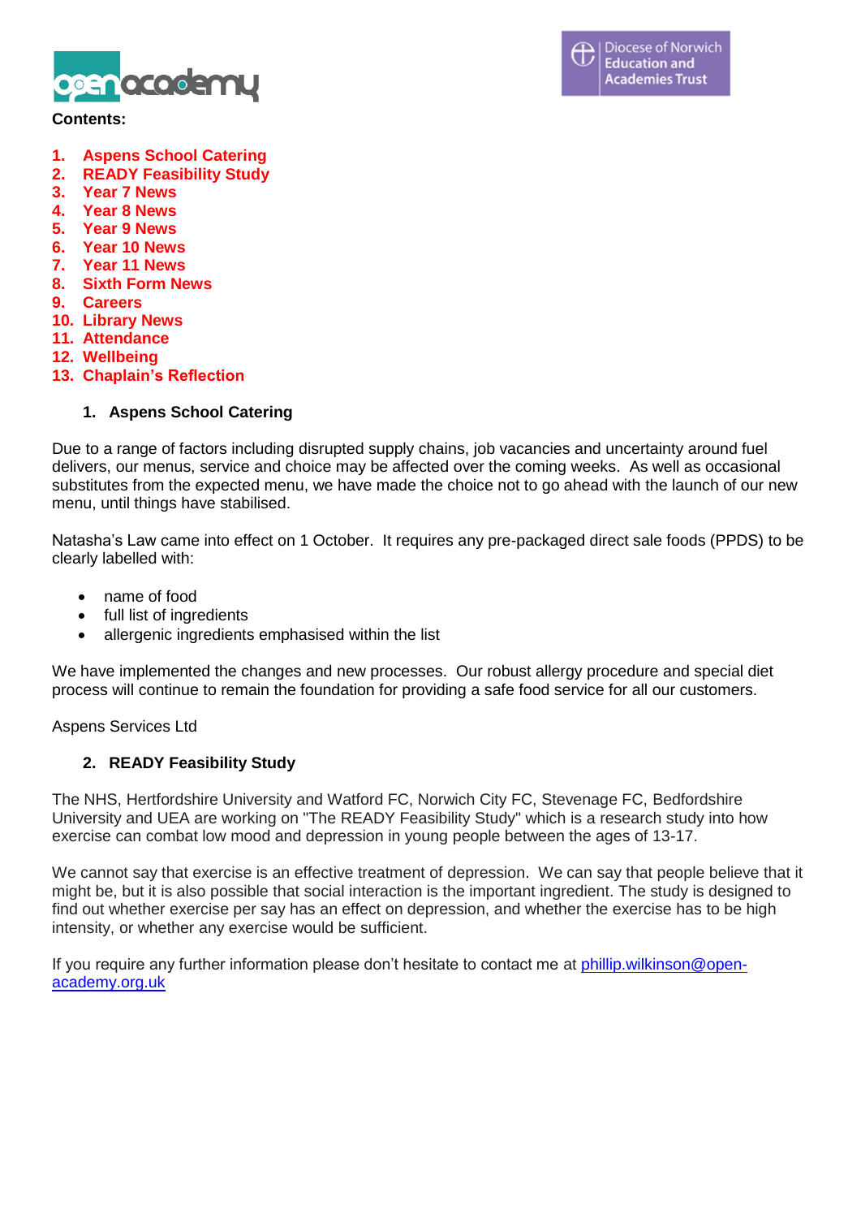**Contents:**

1. **Aspens School Catering**
2. **READY Feasibility Study**
3. **Year 7 News**
4. **Year 8 News**
5. **Year 9 News**
6. **Year 10 News**
7. **Year 11 News**
8. **Sixth Form News**
9. **Careers**
10. **Library News**
11. **Attendance**
12. **Wellbeing**
13. **Chaplain's Reflection**

## 1. Aspens School Catering

Due to a range of factors including disrupted supply chains, job vacancies and uncertainty around fuel delivers, our menus, service and choice may be affected over the coming weeks. As well as occasional substitutes from the expected menu, we have made the choice not to go ahead with the launch of our new menu, until things have stabilised.

Natasha's Law came into effect on 1 October. It requires any pre-packaged direct sale foods (PPDS) to be clearly labelled with:

- name of food
- full list of ingredients
- allergenic ingredients emphasised within the list

We have implemented the changes and new processes. Our robust allergy procedure and special diet process will continue to remain the foundation for providing a safe food service for all our customers.

Aspens Services Ltd

## 2. READY Feasibility Study

The NHS, Hertfordshire University and Watford FC, Norwich City FC, Stevenage FC, Bedfordshire University and UEA are working on "The READY Feasibility Study" which is a research study into how exercise can combat low mood and depression in young people between the ages of 13-17.

We cannot say that exercise is an effective treatment of depression. We can say that people believe that it might be, but it is also possible that social interaction is the important ingredient. The study is designed to find out whether exercise per say has an effect on depression, and whether the exercise has to be high intensity, or whether any exercise would be sufficient.

If you require any further information please don't hesitate to contact me at phillip.wilkinson@open-academy.org.uk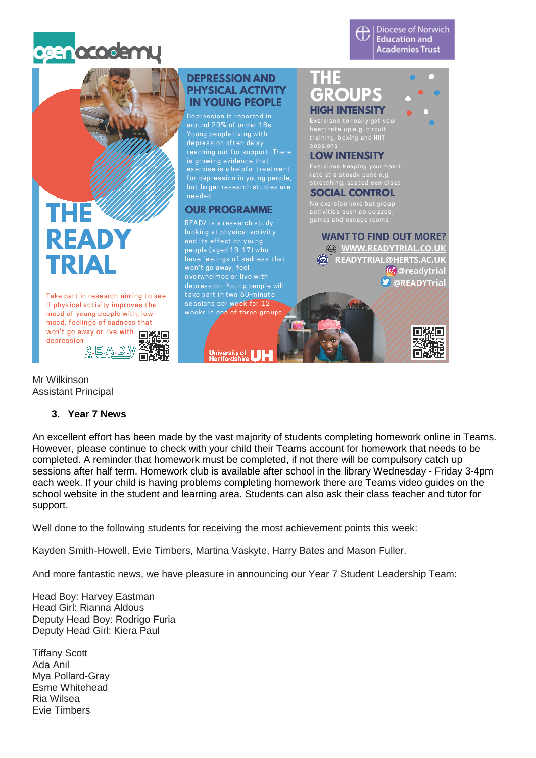# THE READY TRIAL

Take part in research aiming to see if physical activity improves the mood of young people with, low mood, feelings of sadness that won't go away or live with depression

R.E.A.D.Y

## DEPRESSION AND PHYSICAL ACTIVITY IN YOUNG PEOPLE

Depression is reported in around 20% of under 18s. Young people living with depression often delay reaching out for support. There is growing evidence that exercise is a helpful treatment for depression in young people, but larger research studies are needed.

## OUR PROGRAMME

READY is a research study looking at physical activity and its effect on young people (aged 13-17) who have feelings of sadness that won't go away, feel overwhelmed or live with depression. Young people will take part in two 60-minute sessions per week for 12 weeks in one of three groups.

University of Hertfordshire UH

## THE GROUPS

### HIGH INTENSITY

Exercises to really get your heart rate up e.g. circuit training, boxing and HIIT sessions

### LOW INTENSITY

Exercises keeping your heart rate at a steady pace e.g. stretching, seated exercises

### SOCIAL CONTROL

No exercise here but group activities such as quizzes, games and escape rooms

### WANT TO FIND OUT MORE?

WWW.READYTRIAL.CO.UK
READYTRIAL@HERTS.AC.UK
@readytrial
@READYTrial

Mr Wilkinson
Assistant Principal

### 3. Year 7 News

An excellent effort has been made by the vast majority of students completing homework online in Teams. However, please continue to check with your child their Teams account for homework that needs to be completed. A reminder that homework must be completed, if not there will be compulsory catch up sessions after half term. Homework club is available after school in the library Wednesday - Friday 3-4pm each week. If your child is having problems completing homework there are Teams video guides on the school website in the student and learning area. Students can also ask their class teacher and tutor for support.

Well done to the following students for receiving the most achievement points this week:

Kayden Smith-Howell, Evie Timbers, Martina Vaskyte, Harry Bates and Mason Fuller.

And more fantastic news, we have pleasure in announcing our Year 7 Student Leadership Team:

Head Boy: Harvey Eastman
Head Girl: Rianna Aldous
Deputy Head Boy: Rodrigo Furia
Deputy Head Girl: Kiera Paul

Tiffany Scott
Ada Anil
Mya Pollard-Gray
Esme Whitehead
Ria Wilsea
Evie Timbers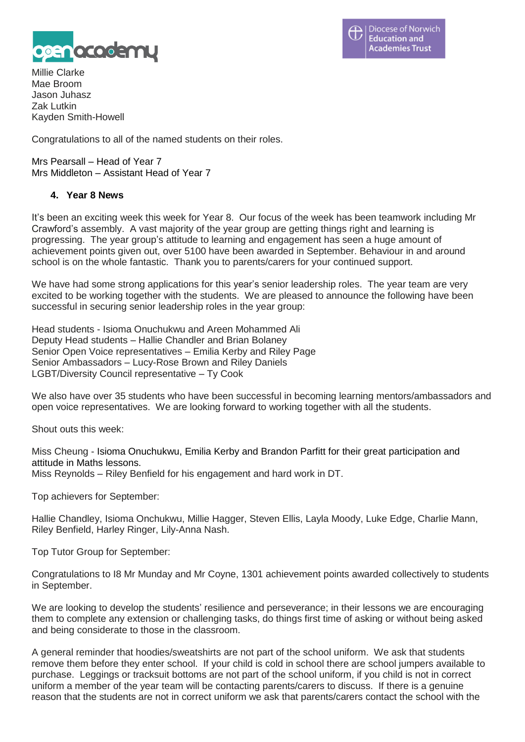Millie Clarke
Mae Broom
Jason Juhasz
Zak Lutkin
Kayden Smith-Howell

Congratulations to all of the named students on their roles.

Mrs Pearsall – Head of Year 7
Mrs Middleton – Assistant Head of Year 7

## 4. Year 8 News

It's been an exciting week this week for Year 8. Our focus of the week has been teamwork including Mr Crawford's assembly. A vast majority of the year group are getting things right and learning is progressing. The year group's attitude to learning and engagement has seen a huge amount of achievement points given out, over 5100 have been awarded in September. Behaviour in and around school is on the whole fantastic. Thank you to parents/carers for your continued support.

We have had some strong applications for this year's senior leadership roles. The year team are very excited to be working together with the students. We are pleased to announce the following have been successful in securing senior leadership roles in the year group:

Head students - Isioma Onuchukwu and Areen Mohammed Ali
Deputy Head students – Hallie Chandler and Brian Bolaney
Senior Open Voice representatives – Emilia Kerby and Riley Page
Senior Ambassadors – Lucy-Rose Brown and Riley Daniels
LGBT/Diversity Council representative – Ty Cook

We also have over 35 students who have been successful in becoming learning mentors/ambassadors and open voice representatives. We are looking forward to working together with all the students.

Shout outs this week:

Miss Cheung - Isioma Onuchukwu, Emilia Kerby and Brandon Parfitt for their great participation and attitude in Maths lessons.
Miss Reynolds – Riley Benfield for his engagement and hard work in DT.

Top achievers for September:

Hallie Chandley, Isioma Onchukwu, Millie Hagger, Steven Ellis, Layla Moody, Luke Edge, Charlie Mann, Riley Benfield, Harley Ringer, Lily-Anna Nash.

Top Tutor Group for September:

Congratulations to I8 Mr Munday and Mr Coyne, 1301 achievement points awarded collectively to students in September.

We are looking to develop the students' resilience and perseverance; in their lessons we are encouraging them to complete any extension or challenging tasks, do things first time of asking or without being asked and being considerate to those in the classroom.

A general reminder that hoodies/sweatshirts are not part of the school uniform. We ask that students remove them before they enter school. If your child is cold in school there are school jumpers available to purchase. Leggings or tracksuit bottoms are not part of the school uniform, if you child is not in correct uniform a member of the year team will be contacting parents/carers to discuss. If there is a genuine reason that the students are not in correct uniform we ask that parents/carers contact the school with the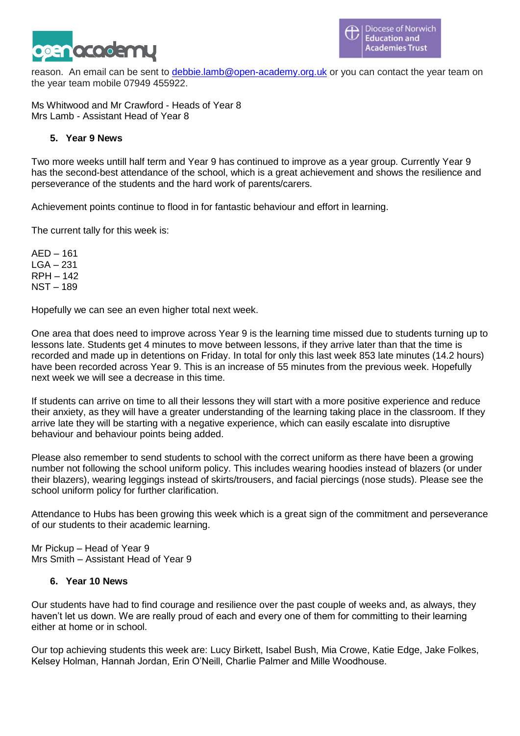reason. An email can be sent to debbie.lamb@open-academy.org.uk or you can contact the year team on the year team mobile 07949 455922.

Ms Whitwood and Mr Crawford - Heads of Year 8
Mrs Lamb - Assistant Head of Year 8

## 5. Year 9 News

Two more weeks untill half term and Year 9 has continued to improve as a year group. Currently Year 9 has the second-best attendance of the school, which is a great achievement and shows the resilience and perseverance of the students and the hard work of parents/carers.

Achievement points continue to flood in for fantastic behaviour and effort in learning.

The current tally for this week is:

AED – 161
LGA – 231
RPH – 142
NST – 189

Hopefully we can see an even higher total next week.

One area that does need to improve across Year 9 is the learning time missed due to students turning up to lessons late. Students get 4 minutes to move between lessons, if they arrive later than that the time is recorded and made up in detentions on Friday. In total for only this last week 853 late minutes (14.2 hours) have been recorded across Year 9. This is an increase of 55 minutes from the previous week. Hopefully next week we will see a decrease in this time.

If students can arrive on time to all their lessons they will start with a more positive experience and reduce their anxiety, as they will have a greater understanding of the learning taking place in the classroom. If they arrive late they will be starting with a negative experience, which can easily escalate into disruptive behaviour and behaviour points being added.

Please also remember to send students to school with the correct uniform as there have been a growing number not following the school uniform policy. This includes wearing hoodies instead of blazers (or under their blazers), wearing leggings instead of skirts/trousers, and facial piercings (nose studs). Please see the school uniform policy for further clarification.

Attendance to Hubs has been growing this week which is a great sign of the commitment and perseverance of our students to their academic learning.

Mr Pickup – Head of Year 9
Mrs Smith – Assistant Head of Year 9

## 6. Year 10 News

Our students have had to find courage and resilience over the past couple of weeks and, as always, they haven't let us down. We are really proud of each and every one of them for committing to their learning either at home or in school.

Our top achieving students this week are: Lucy Birkett, Isabel Bush, Mia Crowe, Katie Edge, Jake Folkes, Kelsey Holman, Hannah Jordan, Erin O'Neill, Charlie Palmer and Mille Woodhouse.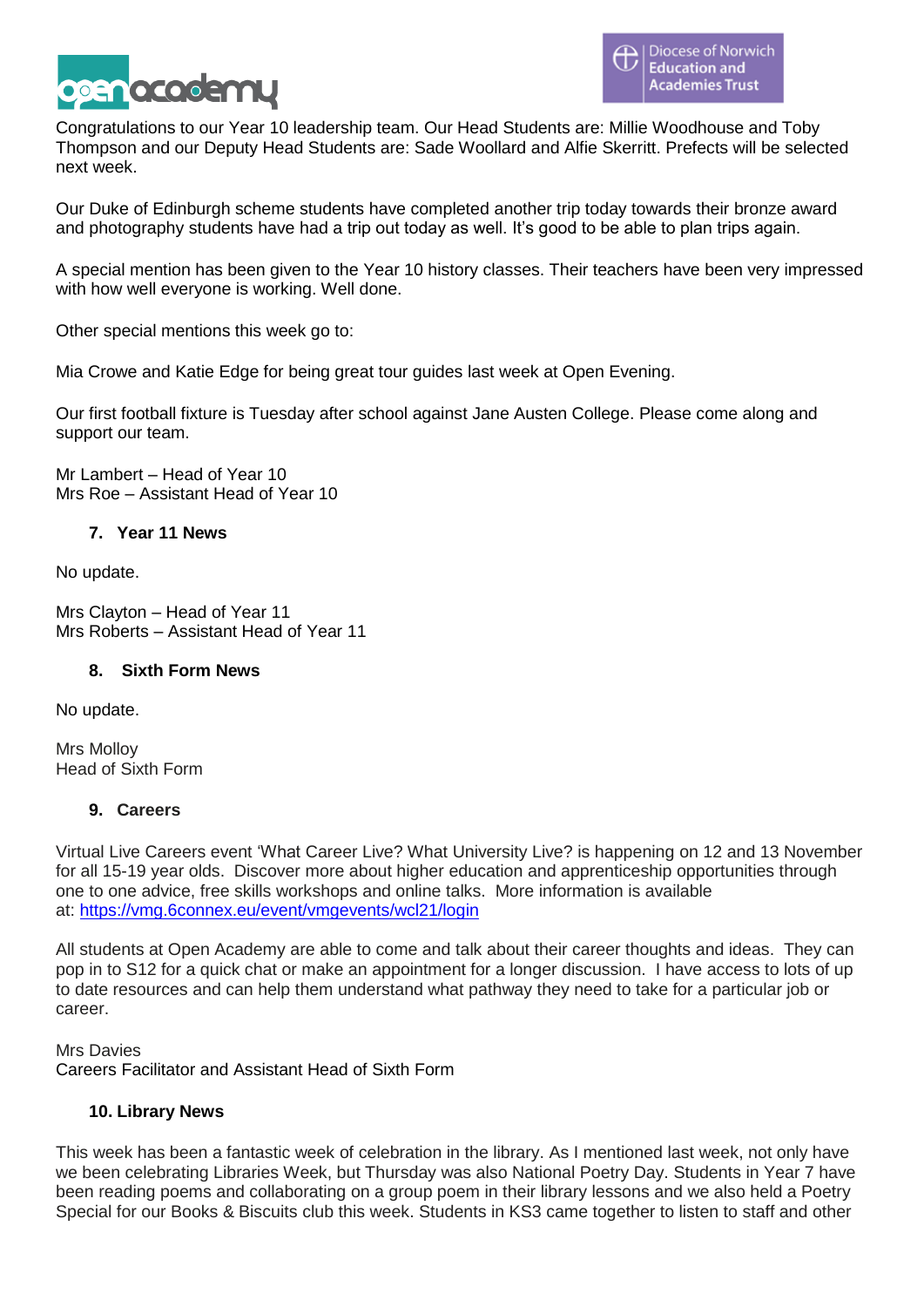Congratulations to our Year 10 leadership team. Our Head Students are: Millie Woodhouse and Toby Thompson and our Deputy Head Students are: Sade Woollard and Alfie Skerritt. Prefects will be selected next week.

Our Duke of Edinburgh scheme students have completed another trip today towards their bronze award and photography students have had a trip out today as well. It's good to be able to plan trips again.

A special mention has been given to the Year 10 history classes. Their teachers have been very impressed with how well everyone is working. Well done.

Other special mentions this week go to:

Mia Crowe and Katie Edge for being great tour guides last week at Open Evening.

Our first football fixture is Tuesday after school against Jane Austen College. Please come along and support our team.

Mr Lambert – Head of Year 10
Mrs Roe – Assistant Head of Year 10

## 7. Year 11 News

No update.

Mrs Clayton – Head of Year 11
Mrs Roberts – Assistant Head of Year 11

## 8. Sixth Form News

No update.

Mrs Molloy
Head of Sixth Form

## 9. Careers

Virtual Live Careers event 'What Career Live? What University Live? is happening on 12 and 13 November for all 15-19 year olds. Discover more about higher education and apprenticeship opportunities through one to one advice, free skills workshops and online talks. More information is available at: https://vmg.6connex.eu/event/vmgevents/wcl21/login

All students at Open Academy are able to come and talk about their career thoughts and ideas. They can pop in to S12 for a quick chat or make an appointment for a longer discussion. I have access to lots of up to date resources and can help them understand what pathway they need to take for a particular job or career.

Mrs Davies
Careers Facilitator and Assistant Head of Sixth Form

## 10. Library News

This week has been a fantastic week of celebration in the library. As I mentioned last week, not only have we been celebrating Libraries Week, but Thursday was also National Poetry Day. Students in Year 7 have been reading poems and collaborating on a group poem in their library lessons and we also held a Poetry Special for our Books & Biscuits club this week. Students in KS3 came together to listen to staff and other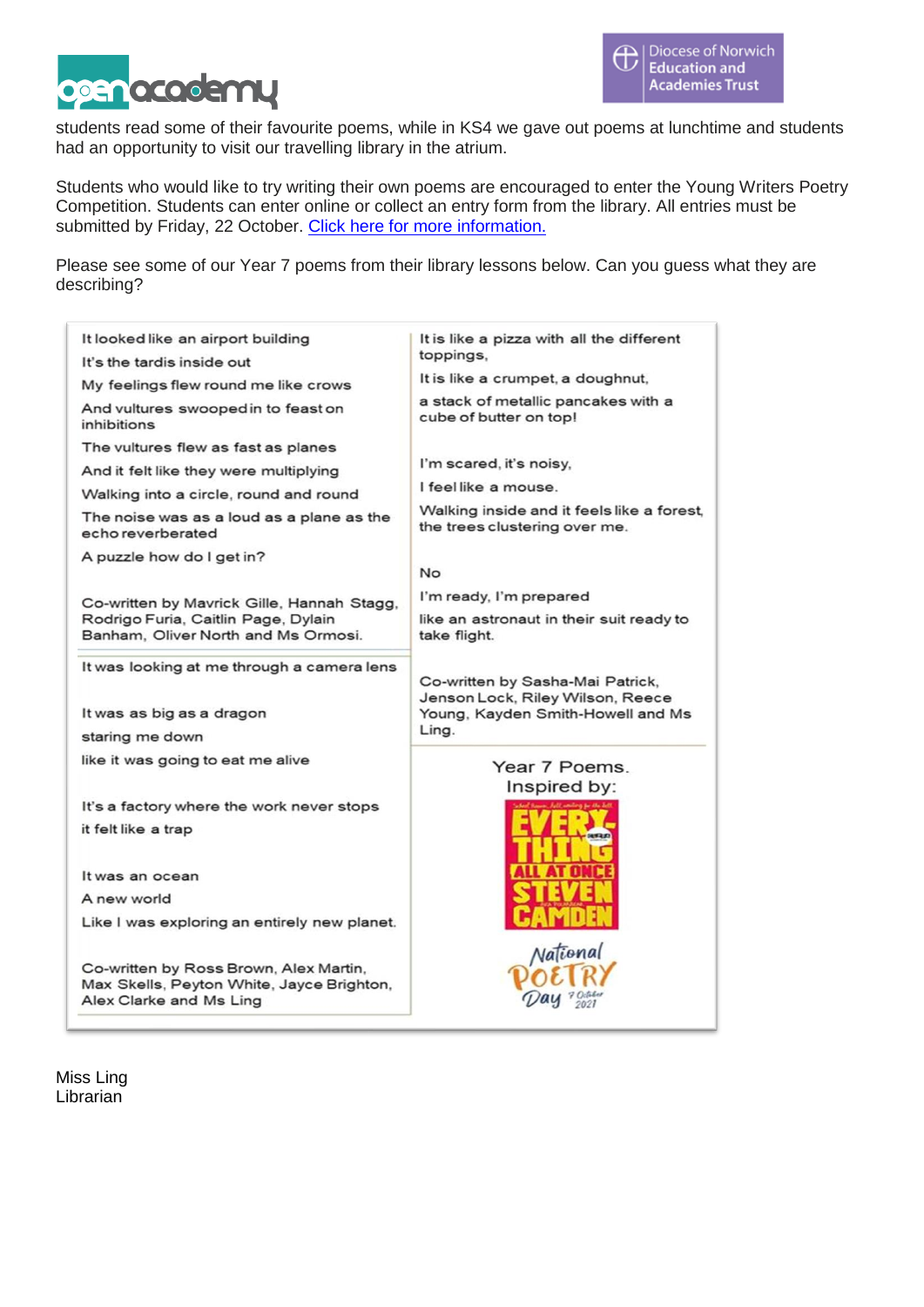students read some of their favourite poems, while in KS4 we gave out poems at lunchtime and students had an opportunity to visit our travelling library in the atrium.

Students who would like to try writing their own poems are encouraged to enter the Young Writers Poetry Competition. Students can enter online or collect an entry form from the library. All entries must be submitted by Friday, 22 October. [Click here for more information.]

Please see some of our Year 7 poems from their library lessons below. Can you guess what they are describing?

It looked like an airport building
It's the tardis inside out
My feelings flew round me like crows
And vultures swooped in to feast on inhibitions
The vultures flew as fast as planes
And it felt like they were multiplying
Walking into a circle, round and round
The noise was as a loud as a plane as the echo reverberated
A puzzle how do I get in?

Co-written by Mavrick Gille, Hannah Stagg, Rodrigo Furia, Caitlin Page, Dylain Banham, Oliver North and Ms Ormosi.

---

It was looking at me through a camera lens

It was as big as a dragon
staring me down
like it was going to eat me alive

It's a factory where the work never stops
it felt like a trap

It was an ocean
A new world
Like I was exploring an entirely new planet.

Co-written by Ross Brown, Alex Martin, Max Skells, Peyton White, Jayce Brighton, Alex Clarke and Ms Ling

---

It is like a pizza with all the different toppings,
It is like a crumpet, a doughnut,
a stack of metallic pancakes with a cube of butter on top!

I'm scared, it's noisy,
I feel like a mouse.
Walking inside and it feels like a forest, the trees clustering over me.

No
I'm ready, I'm prepared
like an astronaut in their suit ready to take flight.

Co-written by Sasha-Mai Patrick, Jenson Lock, Riley Wilson, Reece Young, Kayden Smith-Howell and Ms Ling.

---

Year 7 Poems.
Inspired by:

Everything All at Once – Steven Camden

National Poetry Day 7 October 2021

Miss Ling
Librarian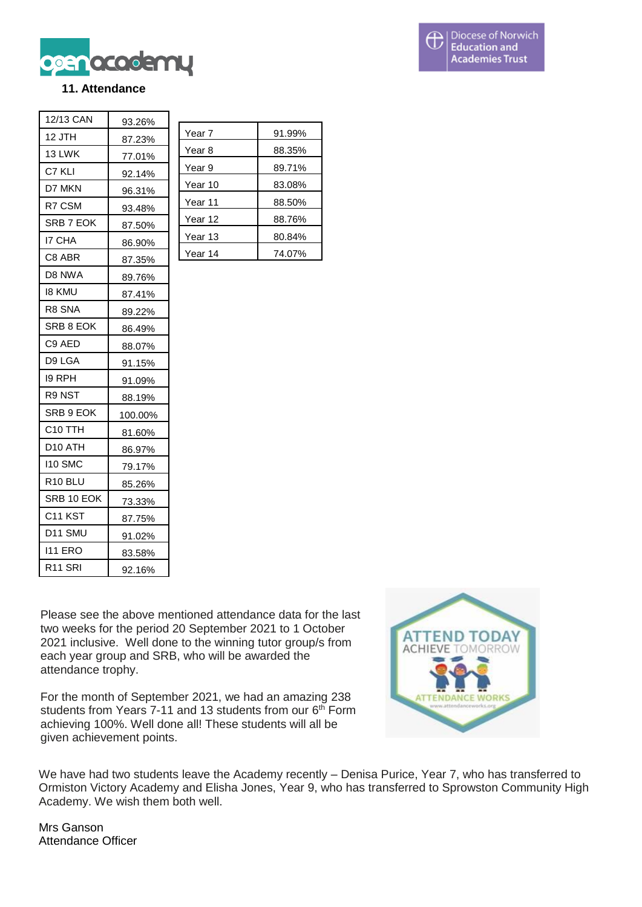## 11. Attendance

| 12/13 CAN | 93.26% |
|---|---|
| 12 JTH | 87.23% |
| 13 LWK | 77.01% |
| C7 KLI | 92.14% |
| D7 MKN | 96.31% |
| R7 CSM | 93.48% |
| SRB 7 EOK | 87.50% |
| I7 CHA | 86.90% |
| C8 ABR | 87.35% |
| D8 NWA | 89.76% |
| I8 KMU | 87.41% |
| R8 SNA | 89.22% |
| SRB 8 EOK | 86.49% |
| C9 AED | 88.07% |
| D9 LGA | 91.15% |
| I9 RPH | 91.09% |
| R9 NST | 88.19% |
| SRB 9 EOK | 100.00% |
| C10 TTH | 81.60% |
| D10 ATH | 86.97% |
| I10 SMC | 79.17% |
| R10 BLU | 85.26% |
| SRB 10 EOK | 73.33% |
| C11 KST | 87.75% |
| D11 SMU | 91.02% |
| I11 ERO | 83.58% |
| R11 SRI | 92.16% |

| Year 7 | 91.99% |
|---|---|
| Year 8 | 88.35% |
| Year 9 | 89.71% |
| Year 10 | 83.08% |
| Year 11 | 88.50% |
| Year 12 | 88.76% |
| Year 13 | 80.84% |
| Year 14 | 74.07% |

Please see the above mentioned attendance data for the last two weeks for the period 20 September 2021 to 1 October 2021 inclusive. Well done to the winning tutor group/s from each year group and SRB, who will be awarded the attendance trophy.

For the month of September 2021, we had an amazing 238 students from Years 7-11 and 13 students from our 6th Form achieving 100%. Well done all! These students will all be given achievement points.

We have had two students leave the Academy recently – Denisa Purice, Year 7, who has transferred to Ormiston Victory Academy and Elisha Jones, Year 9, who has transferred to Sprowston Community High Academy. We wish them both well.

Mrs Ganson
Attendance Officer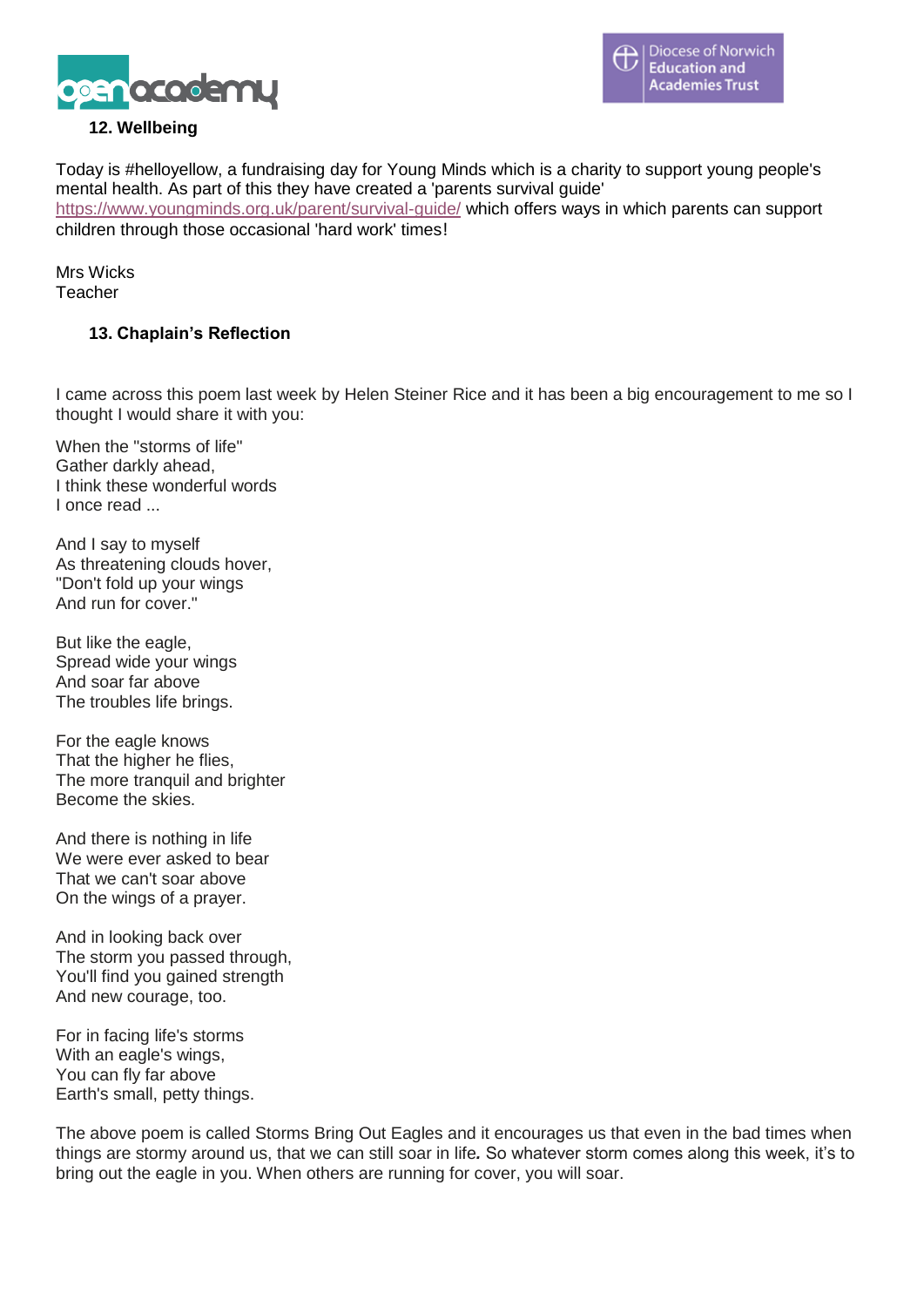### 12. Wellbeing

Today is #helloyellow, a fundraising day for Young Minds which is a charity to support young people's mental health. As part of this they have created a 'parents survival guide' https://www.youngminds.org.uk/parent/survival-guide/ which offers ways in which parents can support children through those occasional 'hard work' times!

Mrs Wicks
Teacher

### 13. Chaplain's Reflection

I came across this poem last week by Helen Steiner Rice and it has been a big encouragement to me so I thought I would share it with you:

When the "storms of life"
Gather darkly ahead,
I think these wonderful words
I once read ...

And I say to myself
As threatening clouds hover,
"Don't fold up your wings
And run for cover."

But like the eagle,
Spread wide your wings
And soar far above
The troubles life brings.

For the eagle knows
That the higher he flies,
The more tranquil and brighter
Become the skies.

And there is nothing in life
We were ever asked to bear
That we can't soar above
On the wings of a prayer.

And in looking back over
The storm you passed through,
You'll find you gained strength
And new courage, too.

For in facing life's storms
With an eagle's wings,
You can fly far above
Earth's small, petty things.

The above poem is called Storms Bring Out Eagles and it encourages us that even in the bad times when things are stormy around us, that we can still soar in life**.** So whatever storm comes along this week, it's to bring out the eagle in you. When others are running for cover, you will soar.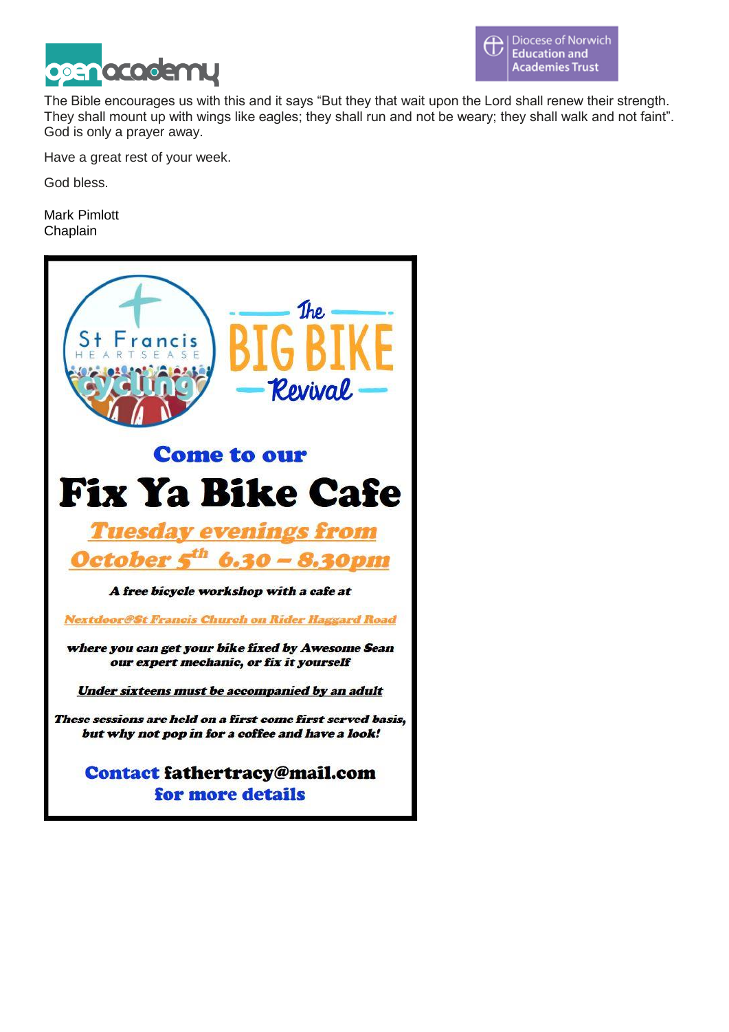The Bible encourages us with this and it says "But they that wait upon the Lord shall renew their strength. They shall mount up with wings like eagles; they shall run and not be weary; they shall walk and not faint". God is only a prayer away.

Have a great rest of your week.

God bless.

Mark Pimlott
Chaplain

St Francis HEARTSEASE cycling

The BIG BIKE Revival

## Come to our

# Fix Ya Bike Cafe

***Tuesday evenings from October 5th 6.30 – 8.30pm***

***A free bicycle workshop with a cafe at***

***Nextdoor@St Francis Church on Rider Haggard Road***

***where you can get your bike fixed by Awesome Sean our expert mechanic, or fix it yourself***

***Under sixteens must be accompanied by an adult***

***These sessions are held on a first come first served basis, but why not pop in for a coffee and have a look!***

**Contact fathertracy@mail.com for more details**